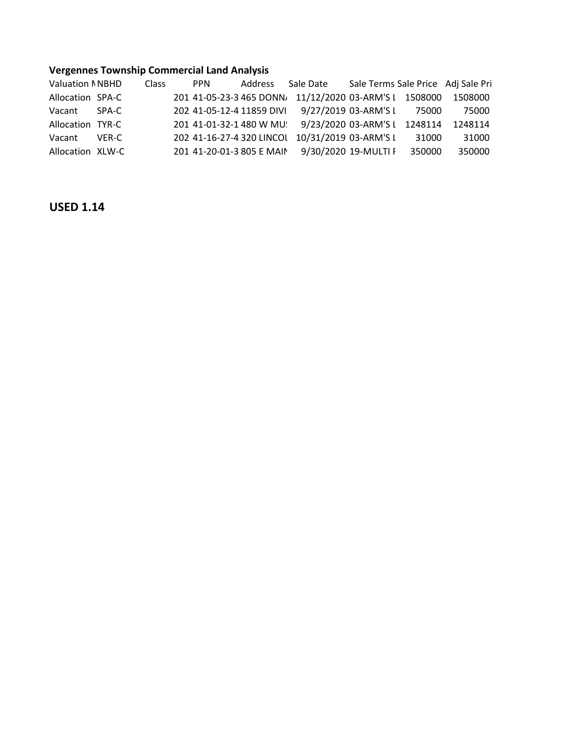**Vergennes Township Commercial Land Analysis**

| Valuation M | NBHD | Class | PPN | Address | Sale Date | Sale Terms | Sale Price | Adj Sale Pri |
|---|---|---|---|---|---|---|---|---|
| Allocation | SPA-C | 201 | 41-05-23-3 | 465 DONN/ | 11/12/2020 | 03-ARM'S L | 1508000 | 1508000 |
| Vacant | SPA-C | 202 | 41-05-12-4 | 11859 DIVI | 9/27/2019 | 03-ARM'S L | 75000 | 75000 |
| Allocation | TYR-C | 201 | 41-01-32-1 | 480 W MU: | 9/23/2020 | 03-ARM'S L | 1248114 | 1248114 |
| Vacant | VER-C | 202 | 41-16-27-4 | 320 LINCOL | 10/31/2019 | 03-ARM'S L | 31000 | 31000 |
| Allocation | XLW-C | 201 | 41-20-01-3 | 805 E MAIN | 9/30/2020 | 19-MULTI F | 350000 | 350000 |

**USED 1.14**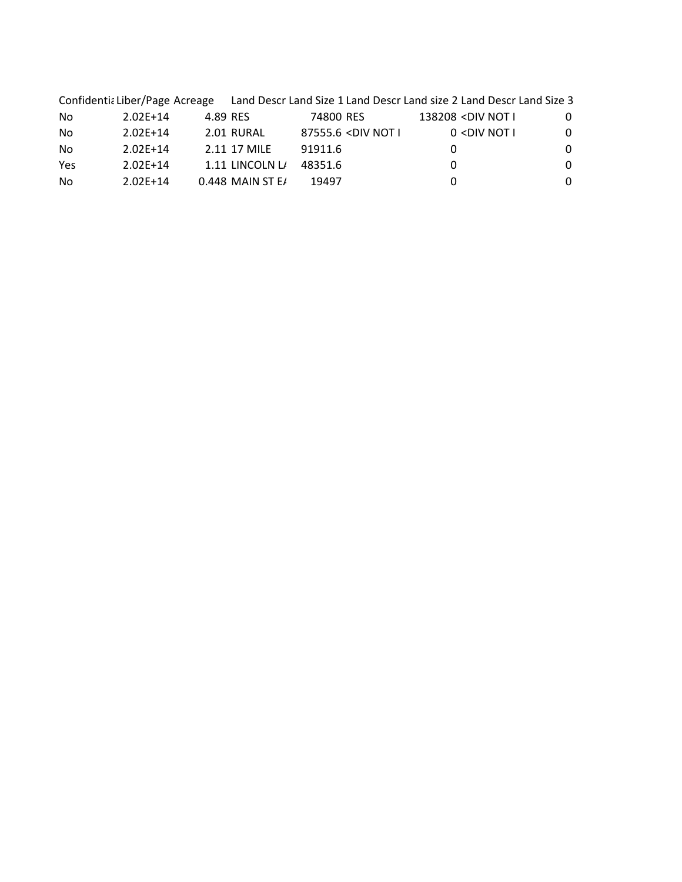| Confidentia | Liber/Page | Acreage | Land Descr | Land Size 1 | Land Descr | Land size 2 | Land Descr | Land Size 3 |
|---|---|---|---|---|---|---|---|---|
| No | 2.02E+14 | 4.89 | RES | 74800 | RES | 138208 | <DIV NOT I | 0 |
| No | 2.02E+14 | 2.01 | RURAL | 87555.6 | <DIV NOT I | 0 | <DIV NOT I | 0 |
| No | 2.02E+14 | 2.11 | 17 MILE | 91911.6 | | 0 | | 0 |
| Yes | 2.02E+14 | 1.11 | LINCOLN L/ | 48351.6 | | 0 | | 0 |
| No | 2.02E+14 | 0.448 | MAIN ST E/ | 19497 | | 0 | | 0 |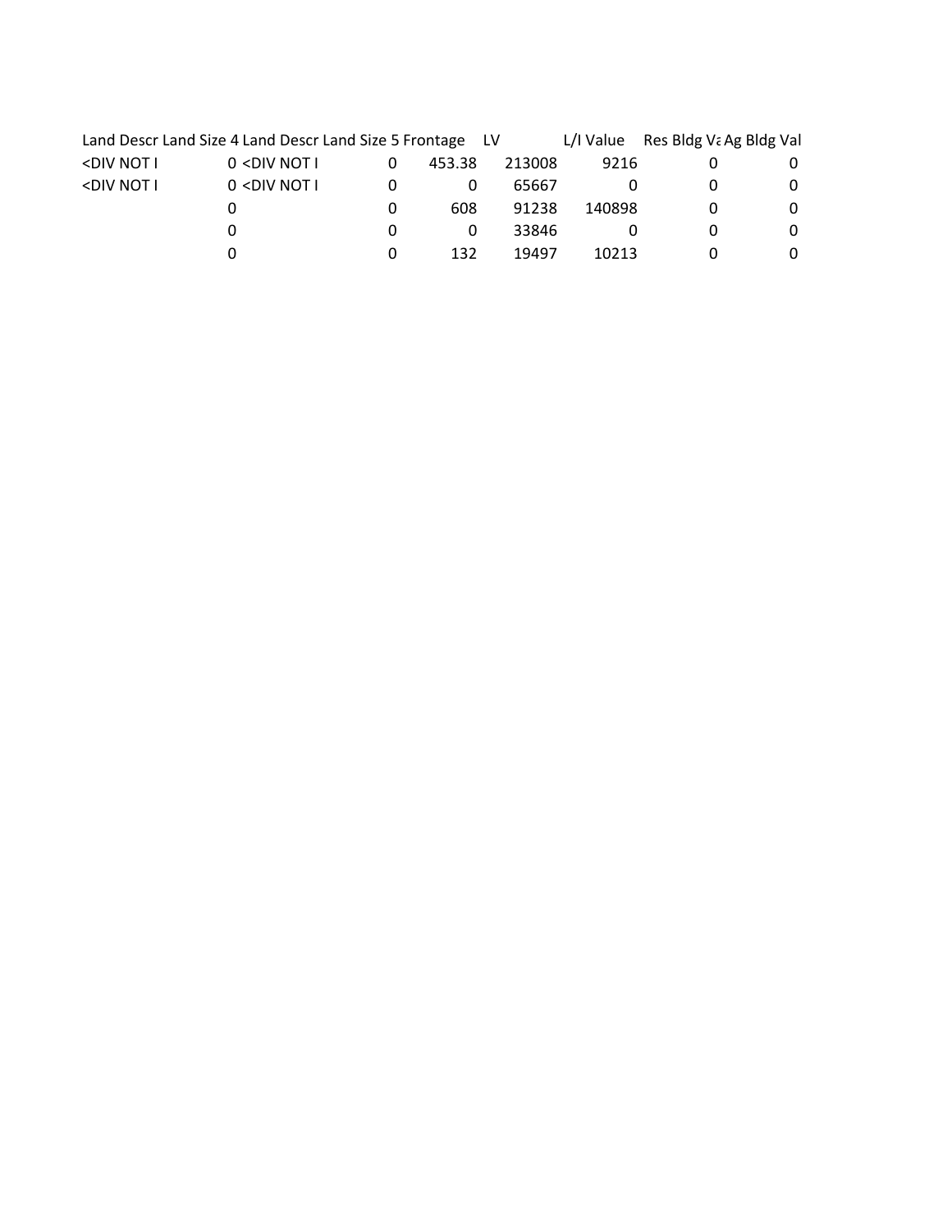| Land Descr | Land Size 4 | Land Descr | Land Size 5 | Frontage | LV | L/I Value | Res Bldg Va | Ag Bldg Val |
|---|---|---|---|---|---|---|---|---|
| <DIV NOT I | 0 | <DIV NOT I | 0 | 453.38 | 213008 | 9216 | 0 | 0 |
| <DIV NOT I | 0 | <DIV NOT I | 0 | 0 | 65667 | 0 | 0 | 0 |
| | 0 | | 0 | 608 | 91238 | 140898 | 0 | 0 |
| | 0 | | 0 | 0 | 33846 | 0 | 0 | 0 |
| | 0 | | 0 | 132 | 19497 | 10213 | 0 | 0 |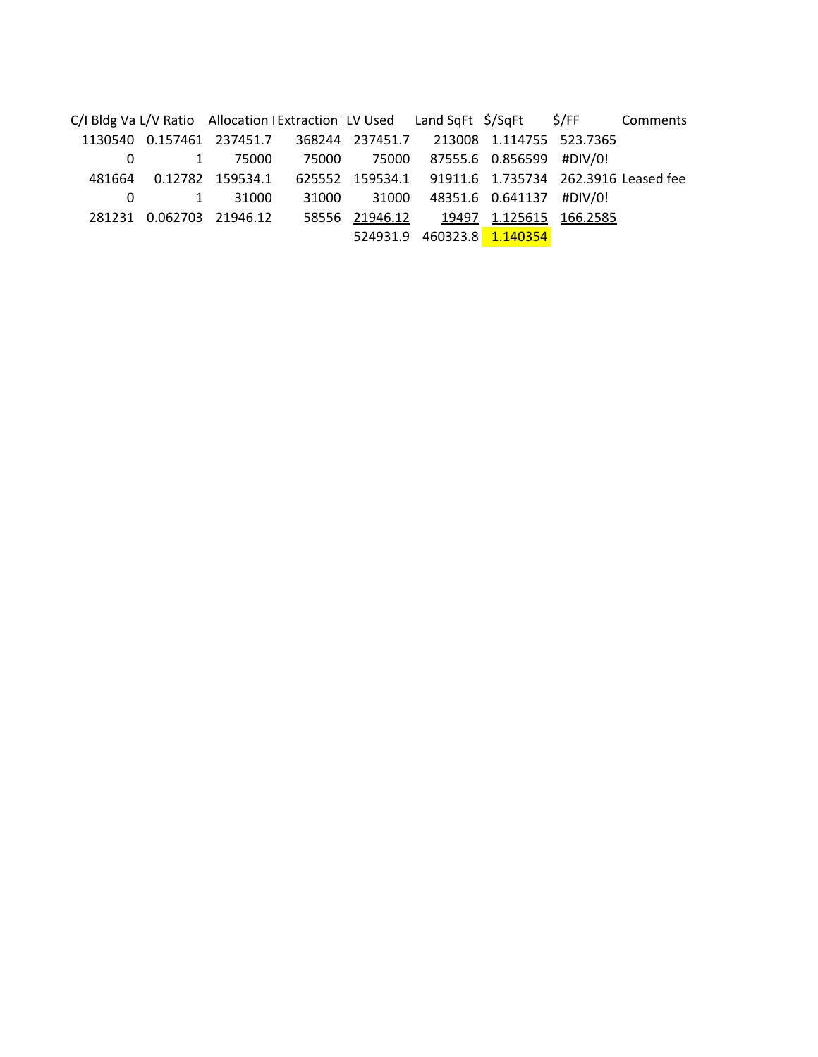| C/I Bldg Va | L/V Ratio | Allocation I | Extraction I | LV Used | Land SqFt | $/SqFt | $/FF | Comments |
|---|---|---|---|---|---|---|---|---|
| 1130540 | 0.157461 | 237451.7 | 368244 | 237451.7 | 213008 | 1.114755 | 523.7365 | |
| 0 | 1 | 75000 | 75000 | 75000 | 87555.6 | 0.856599 | #DIV/0! | |
| 481664 | 0.12782 | 159534.1 | 625552 | 159534.1 | 91911.6 | 1.735734 | 262.3916 | Leased fee |
| 0 | 1 | 31000 | 31000 | 31000 | 48351.6 | 0.641137 | #DIV/0! | |
| 281231 | 0.062703 | 21946.12 | 58556 | 21946.12 | 19497 | 1.125615 | 166.2585 | |
| | | | | 524931.9 | 460323.8 | 1.140354 | | |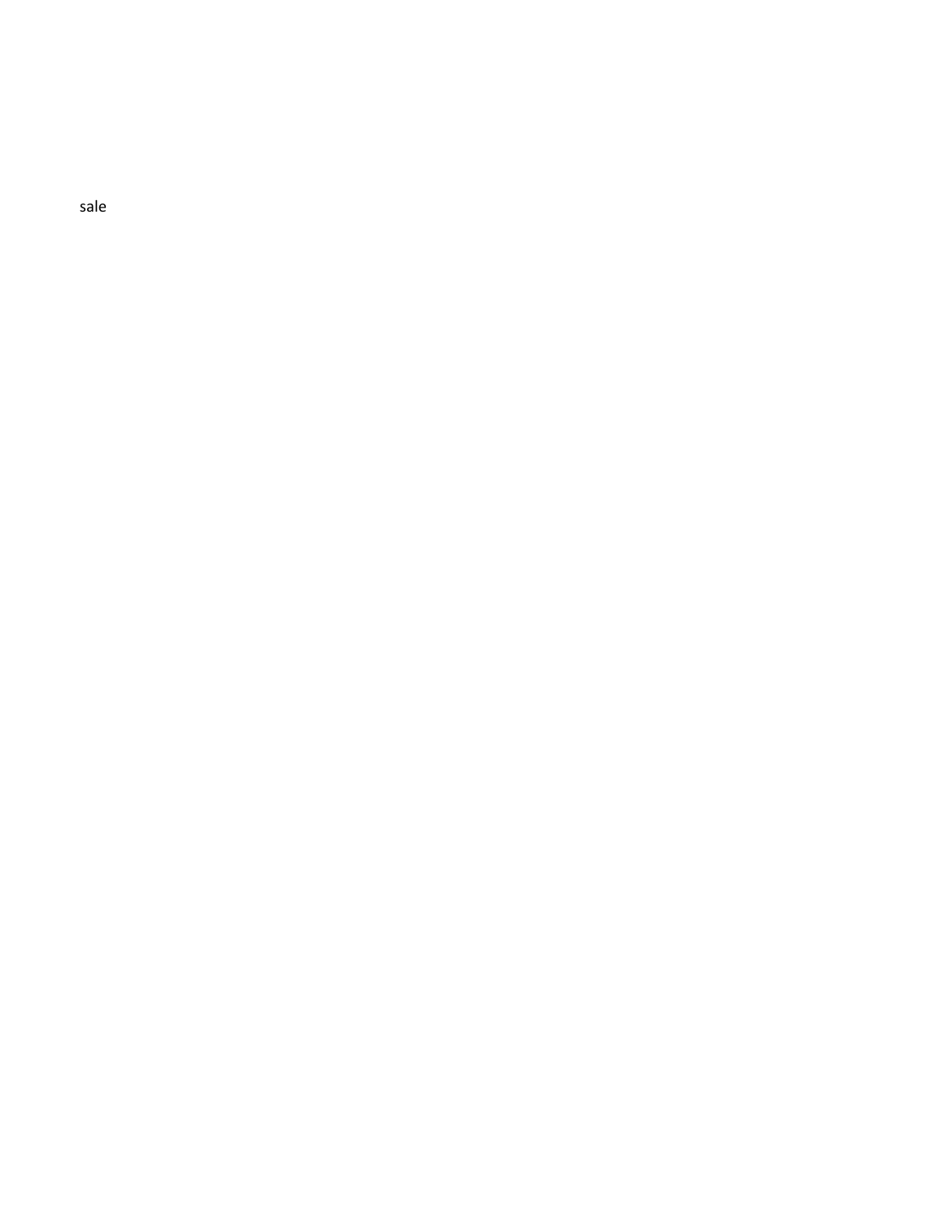sale